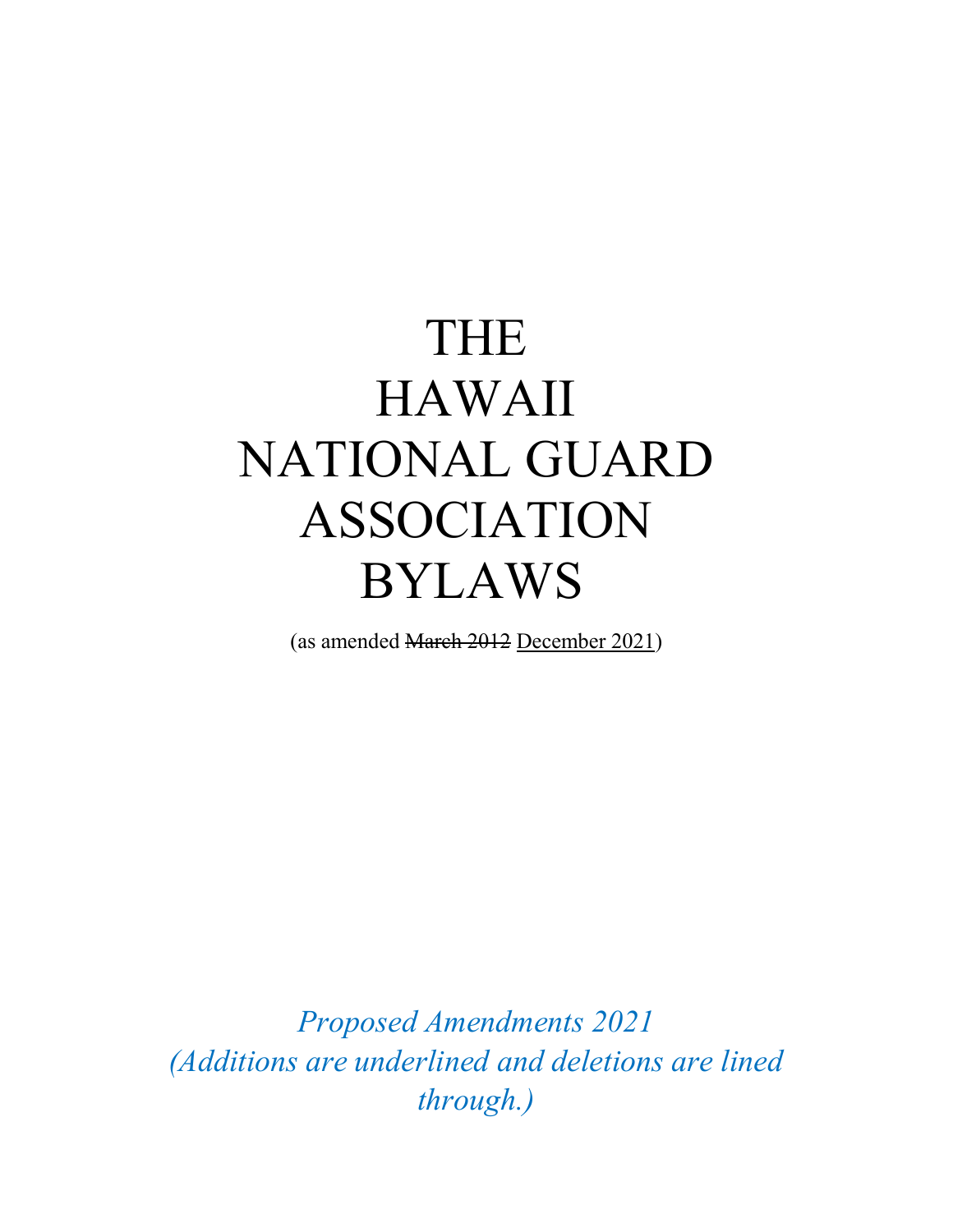# THE HAWAII NATIONAL GUARD ASSOCIATION BYLAWS

(as amended ~~March 2012~~ <u>December 2021</u>)

*Proposed Amendments 2021*
*(Additions are underlined and deletions are lined through.)*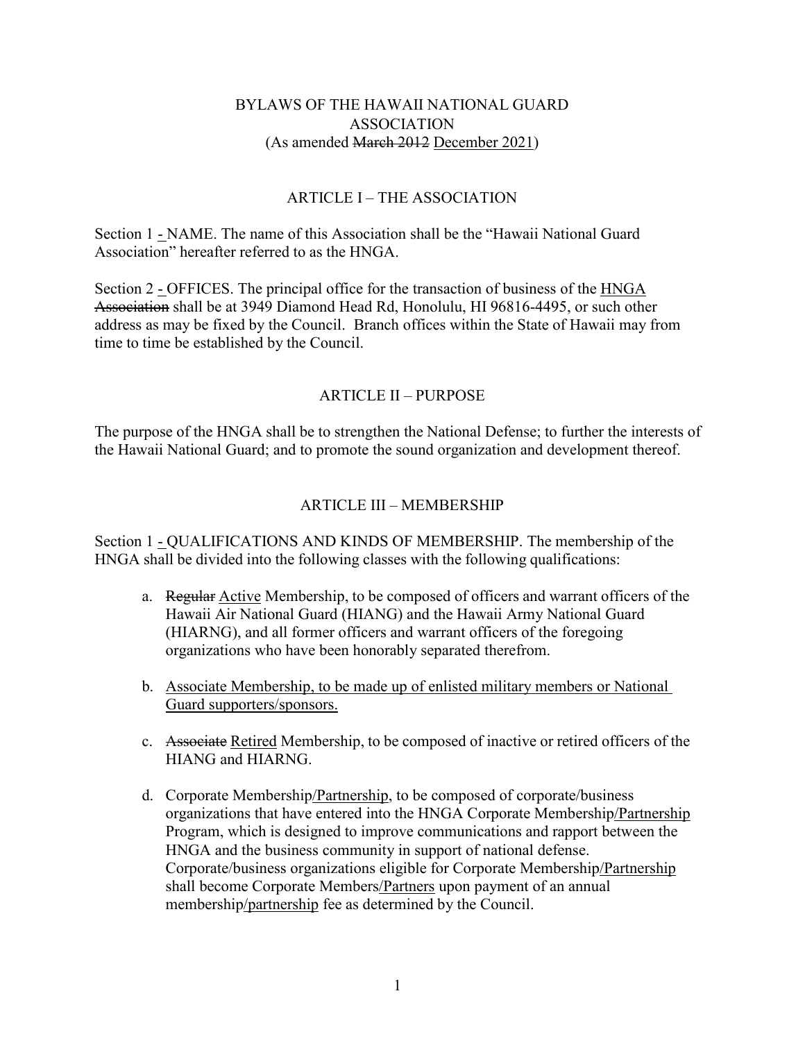# BYLAWS OF THE HAWAII NATIONAL GUARD ASSOCIATION

(As amended ~~March 2012~~ <u>December 2021</u>)

## ARTICLE I – THE ASSOCIATION

Section 1 <u>-</u> NAME. The name of this Association shall be the "Hawaii National Guard Association" hereafter referred to as the HNGA.

Section 2 <u>-</u> OFFICES. The principal office for the transaction of business of the <u>HNGA</u> ~~Association~~ shall be at 3949 Diamond Head Rd, Honolulu, HI 96816-4495, or such other address as may be fixed by the Council. Branch offices within the State of Hawaii may from time to time be established by the Council.

## ARTICLE II – PURPOSE

The purpose of the HNGA shall be to strengthen the National Defense; to further the interests of the Hawaii National Guard; and to promote the sound organization and development thereof.

## ARTICLE III – MEMBERSHIP

Section 1 <u>-</u> QUALIFICATIONS AND KINDS OF MEMBERSHIP. The membership of the HNGA shall be divided into the following classes with the following qualifications:

a. ~~Regular~~ <u>Active</u> Membership, to be composed of officers and warrant officers of the Hawaii Air National Guard (HIANG) and the Hawaii Army National Guard (HIARNG), and all former officers and warrant officers of the foregoing organizations who have been honorably separated therefrom.

b. <u>Associate Membership, to be made up of enlisted military members or National Guard supporters/sponsors.</u>

c. ~~Associate~~ <u>Retired</u> Membership, to be composed of inactive or retired officers of the HIANG and HIARNG.

d. Corporate Membership<u>/Partnership</u>, to be composed of corporate/business organizations that have entered into the HNGA Corporate Membership<u>/Partnership</u> Program, which is designed to improve communications and rapport between the HNGA and the business community in support of national defense. Corporate/business organizations eligible for Corporate Membership<u>/Partnership</u> shall become Corporate Members<u>/Partners</u> upon payment of an annual membership<u>/partnership</u> fee as determined by the Council.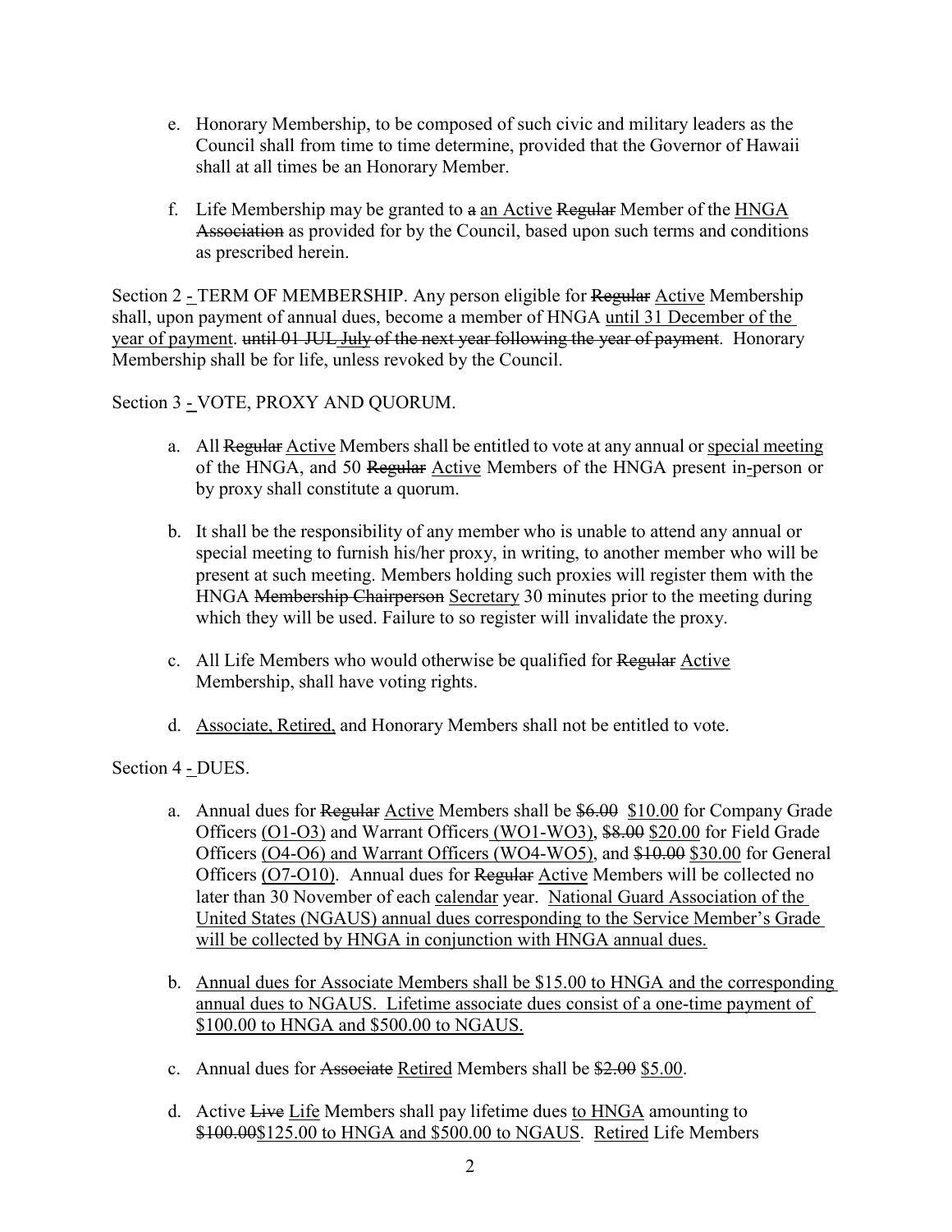e. Honorary Membership, to be composed of such civic and military leaders as the Council shall from time to time determine, provided that the Governor of Hawaii shall at all times be an Honorary Member.

f. Life Membership may be granted to ~~a~~ an Active ~~Regular~~ Member of the HNGA ~~Association~~ as provided for by the Council, based upon such terms and conditions as prescribed herein.

Section 2 - TERM OF MEMBERSHIP. Any person eligible for ~~Regular~~ Active Membership shall, upon payment of annual dues, become a member of HNGA until 31 December of the year of payment. ~~until 01 JUL July of the next year following the year of payment~~. Honorary Membership shall be for life, unless revoked by the Council.

Section 3 - VOTE, PROXY AND QUORUM.

a. All ~~Regular~~ Active Members shall be entitled to vote at any annual or special meeting of the HNGA, and 50 ~~Regular~~ Active Members of the HNGA present in-person or by proxy shall constitute a quorum.

b. It shall be the responsibility of any member who is unable to attend any annual or special meeting to furnish his/her proxy, in writing, to another member who will be present at such meeting. Members holding such proxies will register them with the HNGA ~~Membership Chairperson~~ Secretary 30 minutes prior to the meeting during which they will be used. Failure to so register will invalidate the proxy.

c. All Life Members who would otherwise be qualified for ~~Regular~~ Active Membership, shall have voting rights.

d. Associate, Retired, and Honorary Members shall not be entitled to vote.

Section 4 - DUES.

a. Annual dues for ~~Regular~~ Active Members shall be ~~$6.00~~ $10.00 for Company Grade Officers (O1-O3) and Warrant Officers (WO1-WO3), ~~$8.00~~ $20.00 for Field Grade Officers (O4-O6) and Warrant Officers (WO4-WO5), and ~~$10.00~~ $30.00 for General Officers (O7-O10). Annual dues for ~~Regular~~ Active Members will be collected no later than 30 November of each calendar year. National Guard Association of the United States (NGAUS) annual dues corresponding to the Service Member's Grade will be collected by HNGA in conjunction with HNGA annual dues.

b. Annual dues for Associate Members shall be $15.00 to HNGA and the corresponding annual dues to NGAUS. Lifetime associate dues consist of a one-time payment of $100.00 to HNGA and $500.00 to NGAUS.

c. Annual dues for ~~Associate~~ Retired Members shall be ~~$2.00~~ $5.00.

d. Active ~~Live~~ Life Members shall pay lifetime dues to HNGA amounting to ~~$100.00~~$125.00 to HNGA and $500.00 to NGAUS. Retired Life Members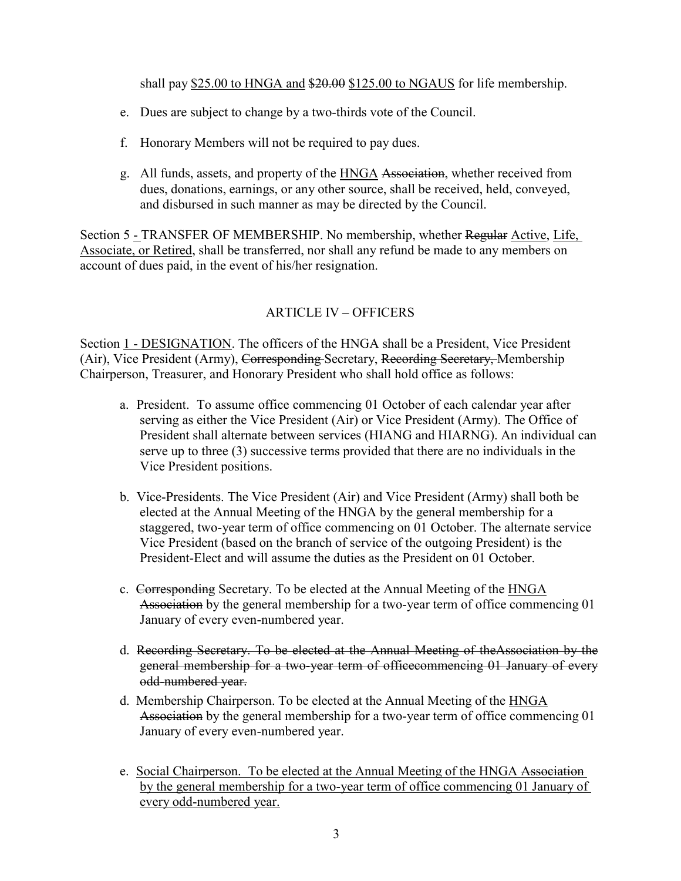shall pay <u>$25.00 to HNGA and</u> ~~$20.00~~ <u>$125.00 to NGAUS</u> for life membership.

e. Dues are subject to change by a two-thirds vote of the Council.

f. Honorary Members will not be required to pay dues.

g. All funds, assets, and property of the <u>HNGA</u> ~~Association~~, whether received from dues, donations, earnings, or any other source, shall be received, held, conveyed, and disbursed in such manner as may be directed by the Council.

Section 5 <u>-</u> TRANSFER OF MEMBERSHIP. No membership, whether ~~Regular~~ <u>Active</u>, <u>Life, Associate, or Retired</u>, shall be transferred, nor shall any refund be made to any members on account of dues paid, in the event of his/her resignation.

## ARTICLE IV – OFFICERS

Section <u>1 - DESIGNATION</u>. The officers of the HNGA shall be a President, Vice President (Air), Vice President (Army), ~~Corresponding~~ Secretary, ~~Recording Secretary,~~ Membership Chairperson, Treasurer, and Honorary President who shall hold office as follows:

a. President. To assume office commencing 01 October of each calendar year after serving as either the Vice President (Air) or Vice President (Army). The Office of President shall alternate between services (HIANG and HIARNG). An individual can serve up to three (3) successive terms provided that there are no individuals in the Vice President positions.

b. Vice-Presidents. The Vice President (Air) and Vice President (Army) shall both be elected at the Annual Meeting of the HNGA by the general membership for a staggered, two-year term of office commencing on 01 October. The alternate service Vice President (based on the branch of service of the outgoing President) is the President-Elect and will assume the duties as the President on 01 October.

c. ~~Corresponding~~ Secretary. To be elected at the Annual Meeting of the <u>HNGA</u> ~~Association~~ by the general membership for a two-year term of office commencing 01 January of every even-numbered year.

d. ~~Recording Secretary. To be elected at the Annual Meeting of theAssociation by the general membership for a two-year term of officecommencing 01 January of every odd-numbered year.~~

d. Membership Chairperson. To be elected at the Annual Meeting of the <u>HNGA</u> ~~Association~~ by the general membership for a two-year term of office commencing 01 January of every even-numbered year.

e. <u>Social Chairperson. To be elected at the Annual Meeting of the HNGA</u> ~~Association~~ <u>by the general membership for a two-year term of office commencing 01 January of every odd-numbered year.</u>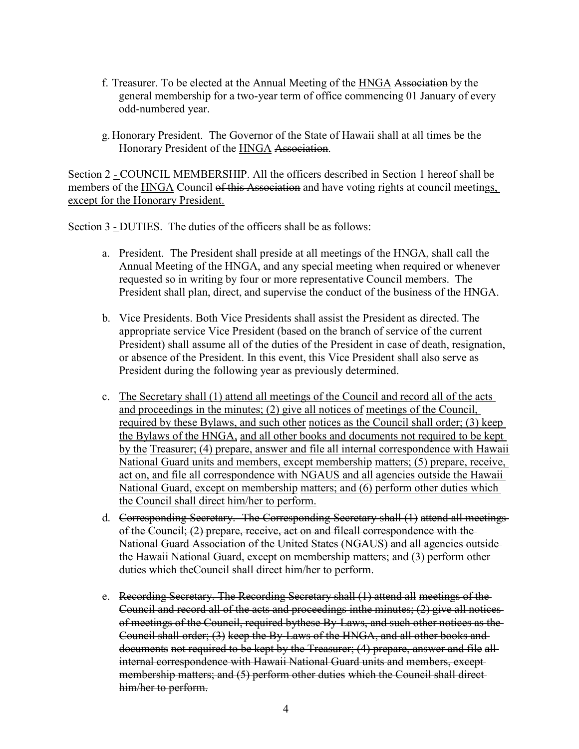f. Treasurer. To be elected at the Annual Meeting of the <u>HNGA</u> ~~Association~~ by the general membership for a two-year term of office commencing 01 January of every odd-numbered year.

g. Honorary President. The Governor of the State of Hawaii shall at all times be the Honorary President of the <u>HNGA</u> ~~Association~~.

Section 2 <u>-</u> COUNCIL MEMBERSHIP. All the officers described in Section 1 hereof shall be members of the <u>HNGA</u> Council ~~of this Association~~ and have voting rights at council meetings<u>, except for the Honorary President.</u>

Section 3 <u>-</u> DUTIES. The duties of the officers shall be as follows:

a. President. The President shall preside at all meetings of the HNGA, shall call the Annual Meeting of the HNGA, and any special meeting when required or whenever requested so in writing by four or more representative Council members. The President shall plan, direct, and supervise the conduct of the business of the HNGA.

b. Vice Presidents. Both Vice Presidents shall assist the President as directed. The appropriate service Vice President (based on the branch of service of the current President) shall assume all of the duties of the President in case of death, resignation, or absence of the President. In this event, this Vice President shall also serve as President during the following year as previously determined.

c. <u>The Secretary shall (1) attend all meetings of the Council and record all of the acts and proceedings in the minutes; (2) give all notices of meetings of the Council, required by these Bylaws, and such other notices as the Council shall order; (3) keep the Bylaws of the HNGA, and all other books and documents not required to be kept by the Treasurer; (4) prepare, answer and file all internal correspondence with Hawaii National Guard units and members, except membership matters; (5) prepare, receive, act on, and file all correspondence with NGAUS and all agencies outside the Hawaii National Guard, except on membership matters; and (6) perform other duties which the Council shall direct him/her to perform.</u>

d. ~~Corresponding Secretary. The Corresponding Secretary shall (1) attend all meetings of the Council; (2) prepare, receive, act on and fileall correspondence with the National Guard Association of the United States (NGAUS) and all agencies outside the Hawaii National Guard, except on membership matters; and (3) perform other duties which theCouncil shall direct him/her to perform.~~

e. ~~Recording Secretary. The Recording Secretary shall (1) attend all meetings of the Council and record all of the acts and proceedings inthe minutes; (2) give all notices of meetings of the Council, required bythese By-Laws, and such other notices as the Council shall order; (3) keep the By-Laws of the HNGA, and all other books and documents not required to be kept by the Treasurer; (4) prepare, answer and file all internal correspondence with Hawaii National Guard units and members, except membership matters; and (5) perform other duties which the Council shall direct him/her to perform.~~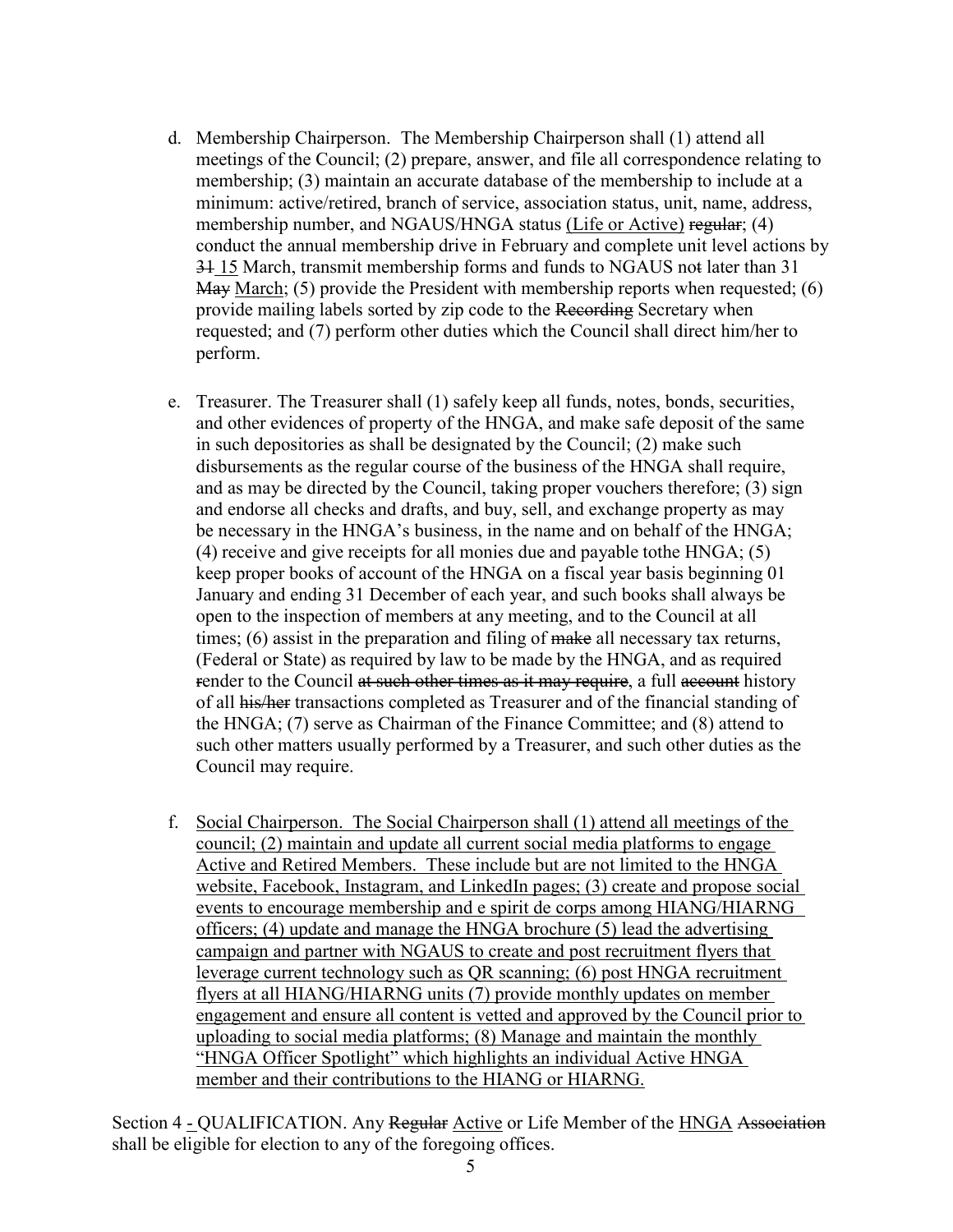d. Membership Chairperson. The Membership Chairperson shall (1) attend all meetings of the Council; (2) prepare, answer, and file all correspondence relating to membership; (3) maintain an accurate database of the membership to include at a minimum: active/retired, branch of service, association status, unit, name, address, membership number, and NGAUS/HNGA status (Life or Active) ~~regular~~; (4) conduct the annual membership drive in February and complete unit level actions by ~~31~~ 15 March, transmit membership forms and funds to NGAUS no~~t~~ later than 31 ~~May~~ March; (5) provide the President with membership reports when requested; (6) provide mailing labels sorted by zip code to the ~~Recording~~ Secretary when requested; and (7) perform other duties which the Council shall direct him/her to perform.

e. Treasurer. The Treasurer shall (1) safely keep all funds, notes, bonds, securities, and other evidences of property of the HNGA, and make safe deposit of the same in such depositories as shall be designated by the Council; (2) make such disbursements as the regular course of the business of the HNGA shall require, and as may be directed by the Council, taking proper vouchers therefore; (3) sign and endorse all checks and drafts, and buy, sell, and exchange property as may be necessary in the HNGA's business, in the name and on behalf of the HNGA; (4) receive and give receipts for all monies due and payable tothe HNGA; (5) keep proper books of account of the HNGA on a fiscal year basis beginning 01 January and ending 31 December of each year, and such books shall always be open to the inspection of members at any meeting, and to the Council at all times; (6) assist in the preparation and filing of ~~make~~ all necessary tax returns, (Federal or State) as required by law to be made by the HNGA, and as required ~~r~~render to the Council ~~at such other times as it may require~~, a full ~~account~~ history of all ~~his/her~~ transactions completed as Treasurer and of the financial standing of the HNGA; (7) serve as Chairman of the Finance Committee; and (8) attend to such other matters usually performed by a Treasurer, and such other duties as the Council may require.

f. Social Chairperson. The Social Chairperson shall (1) attend all meetings of the council; (2) maintain and update all current social media platforms to engage Active and Retired Members. These include but are not limited to the HNGA website, Facebook, Instagram, and LinkedIn pages; (3) create and propose social events to encourage membership and e spirit de corps among HIANG/HIARNG officers; (4) update and manage the HNGA brochure (5) lead the advertising campaign and partner with NGAUS to create and post recruitment flyers that leverage current technology such as QR scanning; (6) post HNGA recruitment flyers at all HIANG/HIARNG units (7) provide monthly updates on member engagement and ensure all content is vetted and approved by the Council prior to uploading to social media platforms; (8) Manage and maintain the monthly "HNGA Officer Spotlight" which highlights an individual Active HNGA member and their contributions to the HIANG or HIARNG.

Section 4 - QUALIFICATION. Any ~~Regular~~ Active or Life Member of the HNGA ~~Association~~ shall be eligible for election to any of the foregoing offices.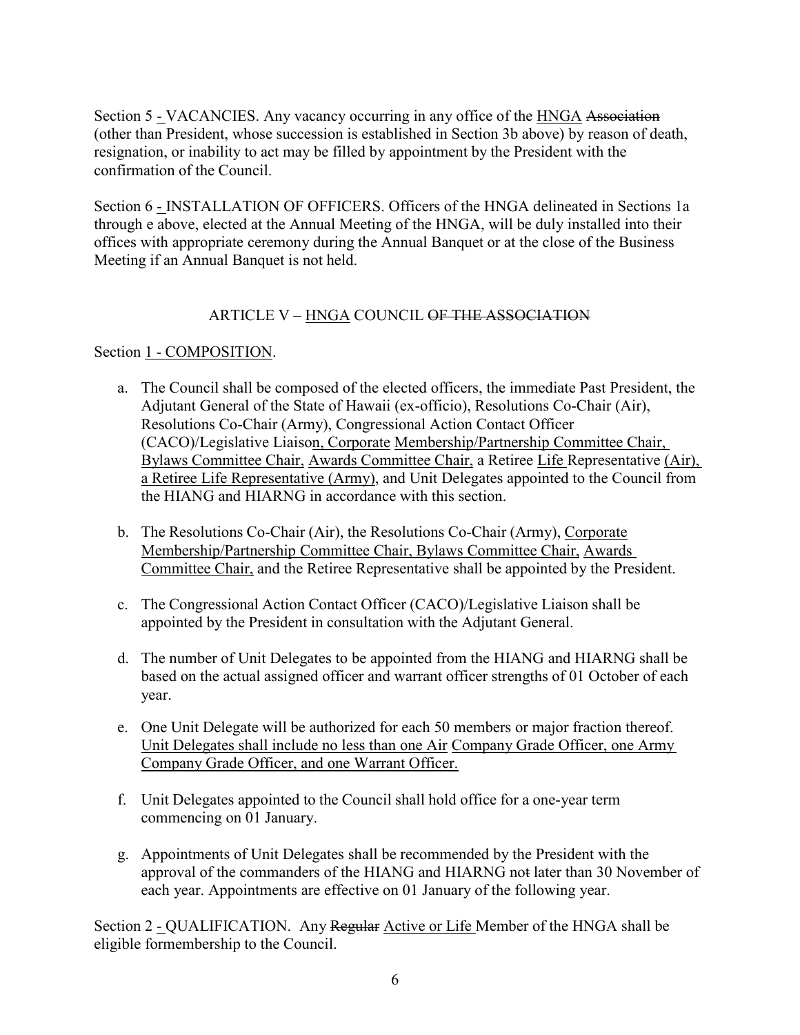Section 5 - VACANCIES. Any vacancy occurring in any office of the HNGA ~~Association~~ (other than President, whose succession is established in Section 3b above) by reason of death, resignation, or inability to act may be filled by appointment by the President with the confirmation of the Council.

Section 6 - INSTALLATION OF OFFICERS. Officers of the HNGA delineated in Sections 1a through e above, elected at the Annual Meeting of the HNGA, will be duly installed into their offices with appropriate ceremony during the Annual Banquet or at the close of the Business Meeting if an Annual Banquet is not held.

## ARTICLE V – HNGA COUNCIL ~~OF THE ASSOCIATION~~

Section 1 - COMPOSITION.

a. The Council shall be composed of the elected officers, the immediate Past President, the Adjutant General of the State of Hawaii (ex-officio), Resolutions Co-Chair (Air), Resolutions Co-Chair (Army), Congressional Action Contact Officer (CACO)/Legislative Liaison, Corporate Membership/Partnership Committee Chair, Bylaws Committee Chair, Awards Committee Chair, a Retiree Life Representative (Air), a Retiree Life Representative (Army), and Unit Delegates appointed to the Council from the HIANG and HIARNG in accordance with this section.

b. The Resolutions Co-Chair (Air), the Resolutions Co-Chair (Army), Corporate Membership/Partnership Committee Chair, Bylaws Committee Chair, Awards Committee Chair, and the Retiree Representative shall be appointed by the President.

c. The Congressional Action Contact Officer (CACO)/Legislative Liaison shall be appointed by the President in consultation with the Adjutant General.

d. The number of Unit Delegates to be appointed from the HIANG and HIARNG shall be based on the actual assigned officer and warrant officer strengths of 01 October of each year.

e. One Unit Delegate will be authorized for each 50 members or major fraction thereof. Unit Delegates shall include no less than one Air Company Grade Officer, one Army Company Grade Officer, and one Warrant Officer.

f. Unit Delegates appointed to the Council shall hold office for a one-year term commencing on 01 January.

g. Appointments of Unit Delegates shall be recommended by the President with the approval of the commanders of the HIANG and HIARNG no~~t~~ later than 30 November of each year. Appointments are effective on 01 January of the following year.

Section 2 - QUALIFICATION. Any ~~Regular~~ Active or Life Member of the HNGA shall be eligible formembership to the Council.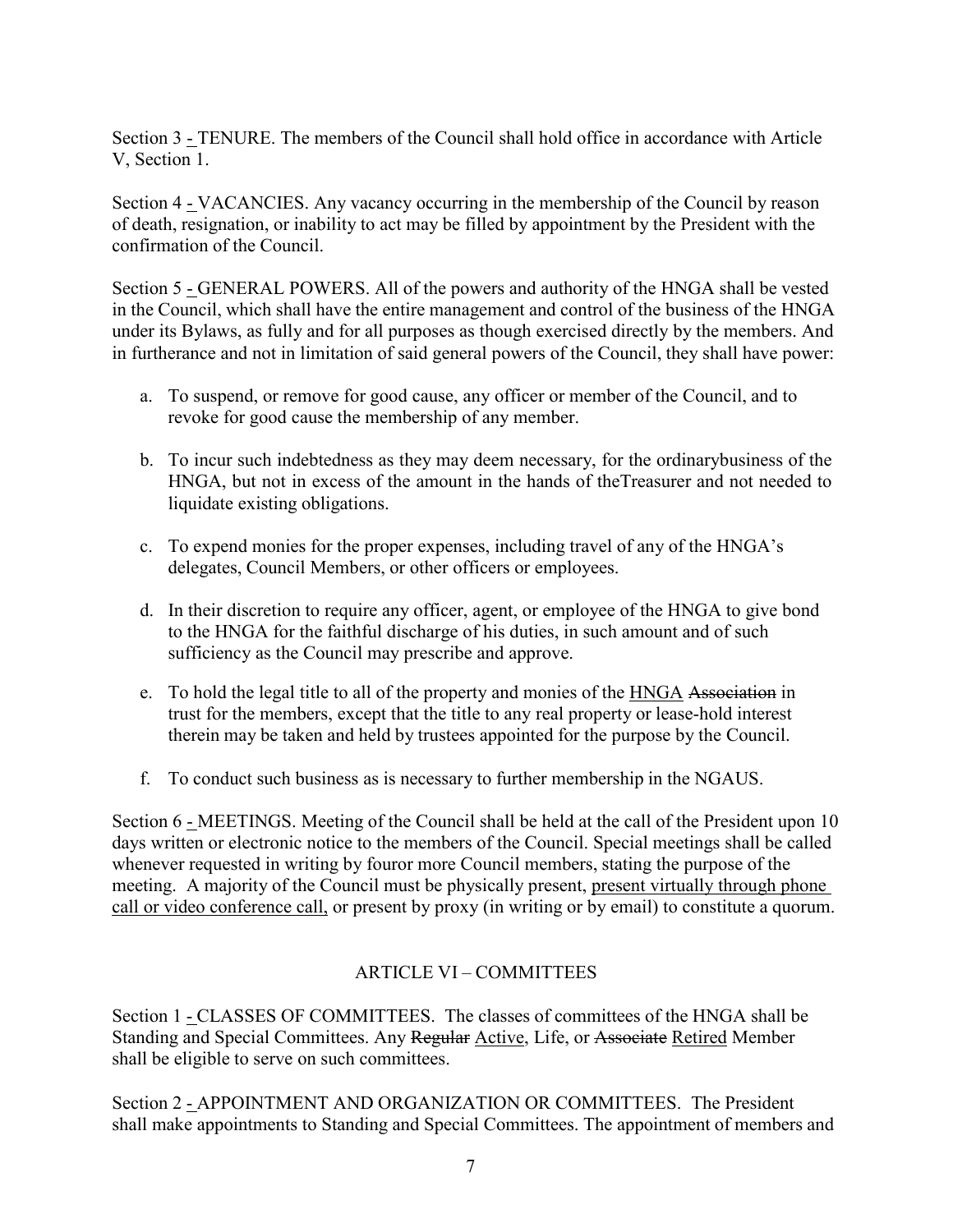Section 3 - TENURE. The members of the Council shall hold office in accordance with Article V, Section 1.

Section 4 - VACANCIES. Any vacancy occurring in the membership of the Council by reason of death, resignation, or inability to act may be filled by appointment by the President with the confirmation of the Council.

Section 5 - GENERAL POWERS. All of the powers and authority of the HNGA shall be vested in the Council, which shall have the entire management and control of the business of the HNGA under its Bylaws, as fully and for all purposes as though exercised directly by the members. And in furtherance and not in limitation of said general powers of the Council, they shall have power:

a. To suspend, or remove for good cause, any officer or member of the Council, and to revoke for good cause the membership of any member.

b. To incur such indebtedness as they may deem necessary, for the ordinarybusiness of the HNGA, but not in excess of the amount in the hands of theTreasurer and not needed to liquidate existing obligations.

c. To expend monies for the proper expenses, including travel of any of the HNGA's delegates, Council Members, or other officers or employees.

d. In their discretion to require any officer, agent, or employee of the HNGA to give bond to the HNGA for the faithful discharge of his duties, in such amount and of such sufficiency as the Council may prescribe and approve.

e. To hold the legal title to all of the property and monies of the <u>HNGA</u> ~~Association~~ in trust for the members, except that the title to any real property or lease-hold interest therein may be taken and held by trustees appointed for the purpose by the Council.

f. To conduct such business as is necessary to further membership in the NGAUS.

Section 6 - MEETINGS. Meeting of the Council shall be held at the call of the President upon 10 days written or electronic notice to the members of the Council. Special meetings shall be called whenever requested in writing by fouror more Council members, stating the purpose of the meeting. A majority of the Council must be physically present, <u>present virtually through phone call or video conference call,</u> or present by proxy (in writing or by email) to constitute a quorum.

## ARTICLE VI – COMMITTEES

Section 1 - CLASSES OF COMMITTEES. The classes of committees of the HNGA shall be Standing and Special Committees. Any ~~Regular~~ <u>Active</u>, Life, or ~~Associate~~ <u>Retired</u> Member shall be eligible to serve on such committees.

Section 2 - APPOINTMENT AND ORGANIZATION OR COMMITTEES. The President shall make appointments to Standing and Special Committees. The appointment of members and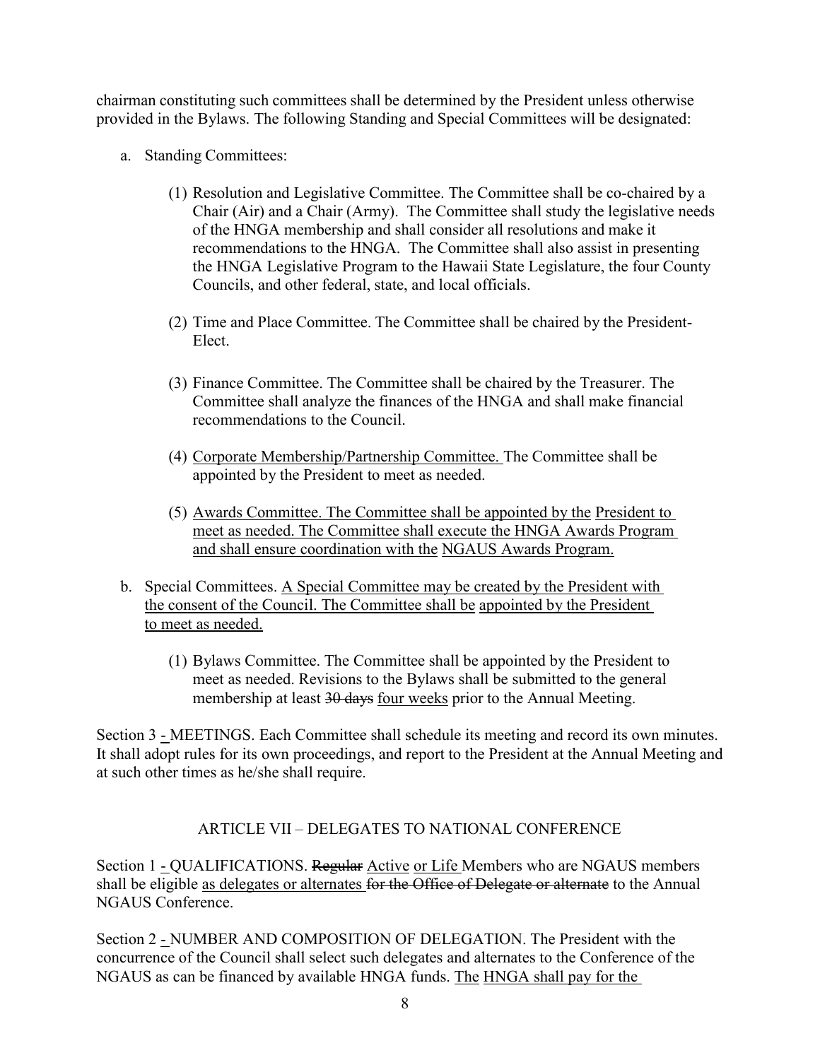chairman constituting such committees shall be determined by the President unless otherwise provided in the Bylaws. The following Standing and Special Committees will be designated:

a. Standing Committees:

   (1) Resolution and Legislative Committee. The Committee shall be co-chaired by a Chair (Air) and a Chair (Army). The Committee shall study the legislative needs of the HNGA membership and shall consider all resolutions and make it recommendations to the HNGA. The Committee shall also assist in presenting the HNGA Legislative Program to the Hawaii State Legislature, the four County Councils, and other federal, state, and local officials.

   (2) Time and Place Committee. The Committee shall be chaired by the President-Elect.

   (3) Finance Committee. The Committee shall be chaired by the Treasurer. The Committee shall analyze the finances of the HNGA and shall make financial recommendations to the Council.

   (4) <u>Corporate Membership/Partnership Committee.</u> The Committee shall be appointed by the President to meet as needed.

   (5) <u>Awards Committee. The Committee shall be appointed by the President to meet as needed. The Committee shall execute the HNGA Awards Program and shall ensure coordination with the NGAUS Awards Program.</u>

b. Special Committees. <u>A Special Committee may be created by the President with the consent of the Council. The Committee shall be appointed by the President to meet as needed.</u>

   (1) Bylaws Committee. The Committee shall be appointed by the President to meet as needed. Revisions to the Bylaws shall be submitted to the general membership at least ~~30 days~~ <u>four weeks</u> prior to the Annual Meeting.

Section 3 <u>-</u> MEETINGS. Each Committee shall schedule its meeting and record its own minutes. It shall adopt rules for its own proceedings, and report to the President at the Annual Meeting and at such other times as he/she shall require.

## ARTICLE VII – DELEGATES TO NATIONAL CONFERENCE

Section 1 <u>-</u> QUALIFICATIONS. ~~Regular~~ <u>Active or Life</u> Members who are NGAUS members shall be eligible <u>as delegates or alternates</u> ~~for the Office of Delegate or alternate~~ to the Annual NGAUS Conference.

Section 2 <u>-</u> NUMBER AND COMPOSITION OF DELEGATION. The President with the concurrence of the Council shall select such delegates and alternates to the Conference of the NGAUS as can be financed by available HNGA funds. <u>The HNGA shall pay for the</u>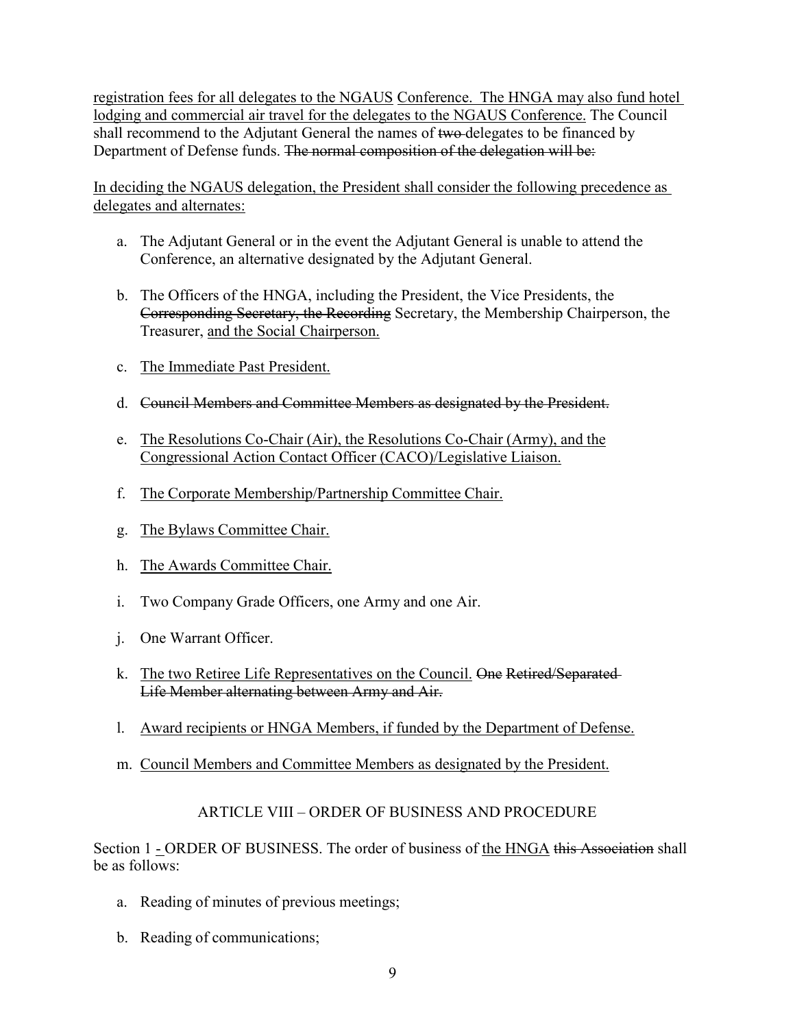registration fees for all delegates to the NGAUS <u>Conference. The HNGA may also fund hotel lodging and commercial air travel for the delegates to the NGAUS Conference.</u> The Council shall recommend to the Adjutant General the names of ~~two~~ delegates to be financed by Department of Defense funds. ~~The normal composition of the delegation will be:~~

<u>In deciding the NGAUS delegation, the President shall consider the following precedence as delegates and alternates:</u>

a. The Adjutant General or in the event the Adjutant General is unable to attend the Conference, an alternative designated by the Adjutant General.

b. The Officers of the HNGA, including the President, the Vice Presidents, the ~~Corresponding Secretary, the Recording~~ Secretary, the Membership Chairperson, the Treasurer, <u>and the Social Chairperson.</u>

c. <u>The Immediate Past President.</u>

d. ~~Council Members and Committee Members as designated by the President.~~

e. <u>The Resolutions Co-Chair (Air), the Resolutions Co-Chair (Army), and the Congressional Action Contact Officer (CACO)/Legislative Liaison.</u>

f. <u>The Corporate Membership/Partnership Committee Chair.</u>

g. <u>The Bylaws Committee Chair.</u>

h. <u>The Awards Committee Chair.</u>

i. Two Company Grade Officers, one Army and one Air.

j. One Warrant Officer.

k. <u>The two Retiree Life Representatives on the Council.</u> ~~One Retired/Separated Life Member alternating between Army and Air.~~

l. <u>Award recipients or HNGA Members, if funded by the Department of Defense.</u>

m. <u>Council Members and Committee Members as designated by the President.</u>

## ARTICLE VIII – ORDER OF BUSINESS AND PROCEDURE

Section 1 <u>-</u> ORDER OF BUSINESS. The order of business of <u>the HNGA</u> ~~this Association~~ shall be as follows:

a. Reading of minutes of previous meetings;

b. Reading of communications;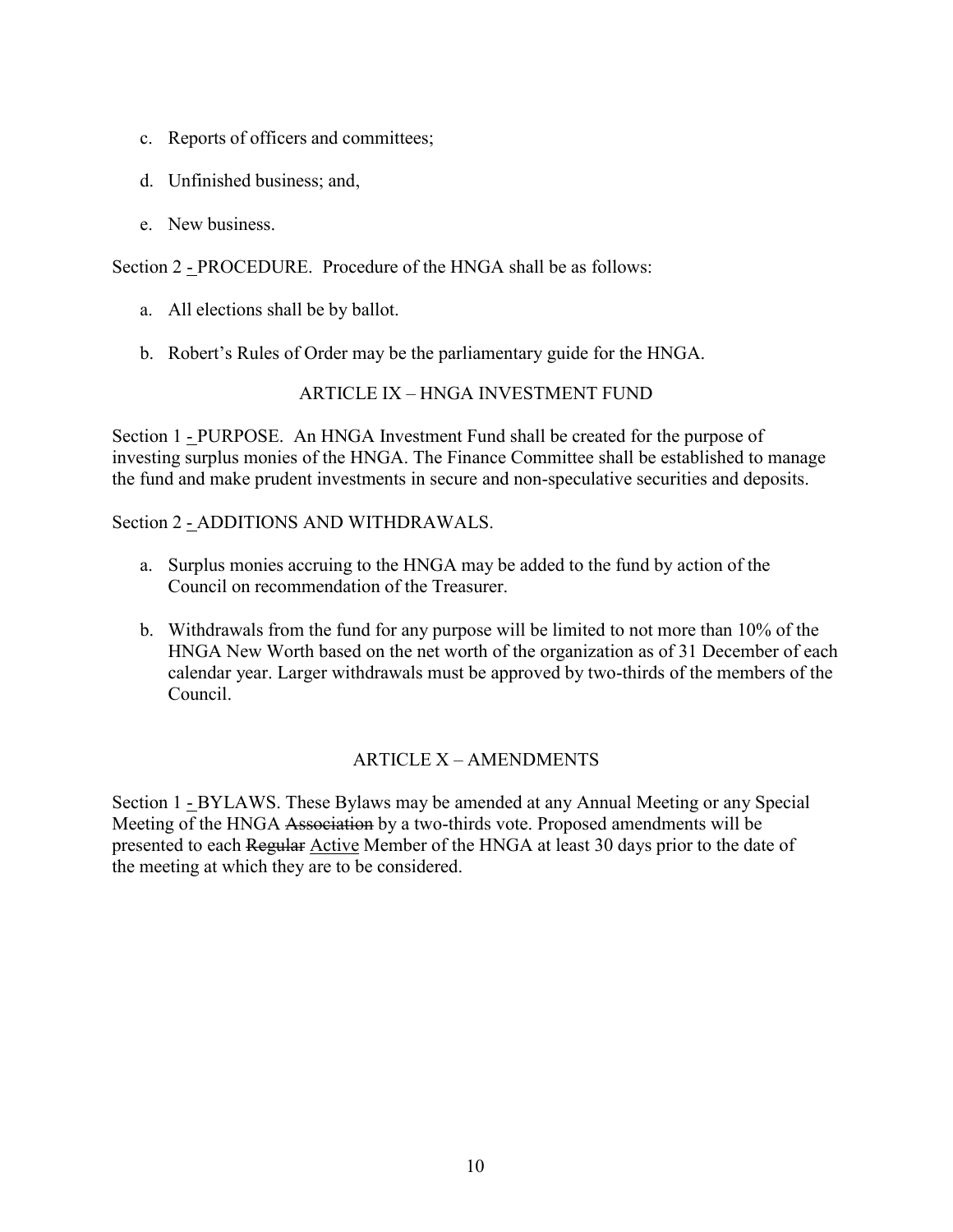c. Reports of officers and committees;

d. Unfinished business; and,

e. New business.

Section 2 - PROCEDURE. Procedure of the HNGA shall be as follows:

a. All elections shall be by ballot.

b. Robert's Rules of Order may be the parliamentary guide for the HNGA.

ARTICLE IX – HNGA INVESTMENT FUND

Section 1 - PURPOSE. An HNGA Investment Fund shall be created for the purpose of investing surplus monies of the HNGA. The Finance Committee shall be established to manage the fund and make prudent investments in secure and non-speculative securities and deposits.

Section 2 - ADDITIONS AND WITHDRAWALS.

a. Surplus monies accruing to the HNGA may be added to the fund by action of the Council on recommendation of the Treasurer.

b. Withdrawals from the fund for any purpose will be limited to not more than 10% of the HNGA New Worth based on the net worth of the organization as of 31 December of each calendar year. Larger withdrawals must be approved by two-thirds of the members of the Council.

ARTICLE X – AMENDMENTS

Section 1 - BYLAWS. These Bylaws may be amended at any Annual Meeting or any Special Meeting of the HNGA ~~Association~~ by a two-thirds vote. Proposed amendments will be presented to each ~~Regular~~ <u>Active</u> Member of the HNGA at least 30 days prior to the date of the meeting at which they are to be considered.